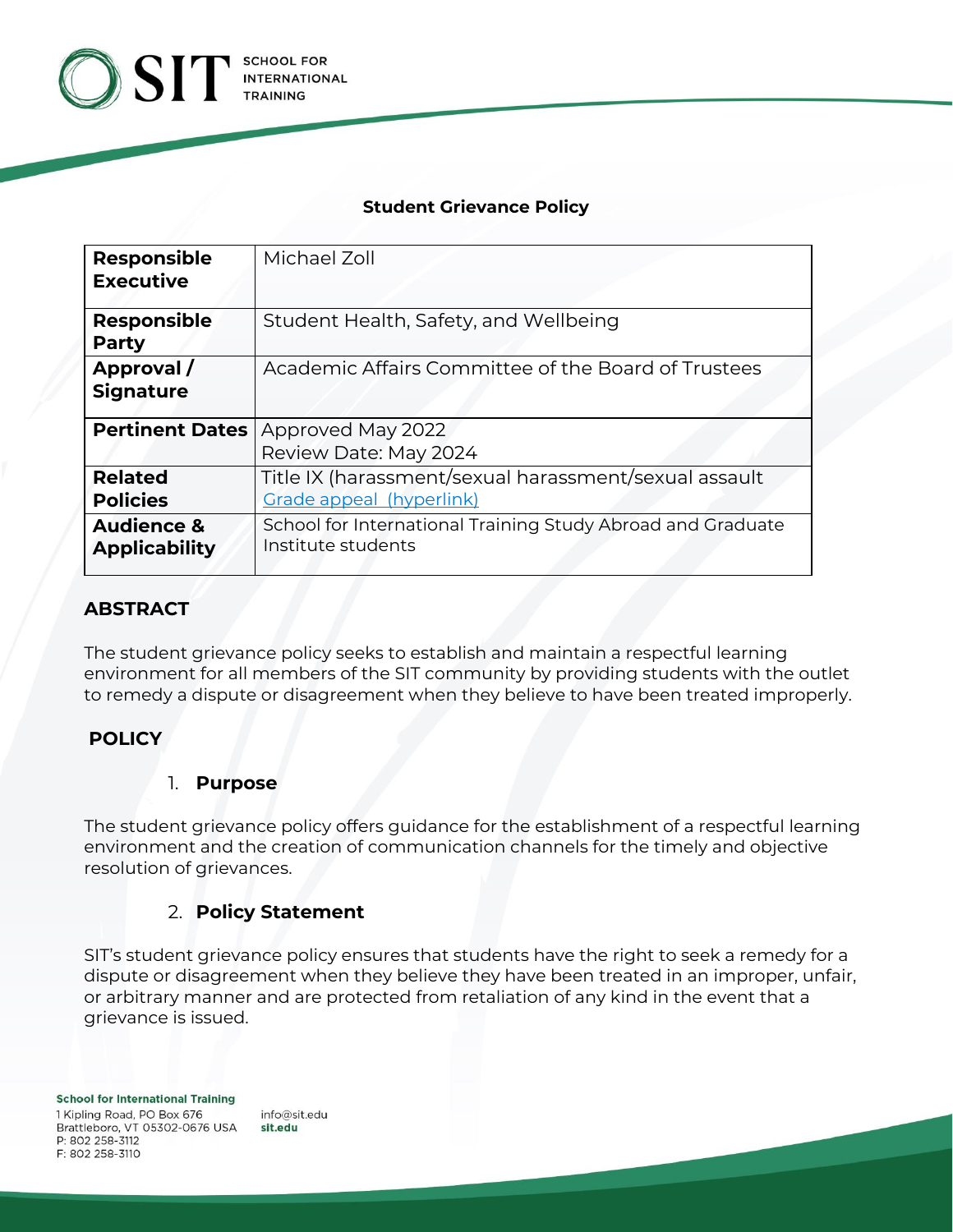**Student Grievance Policy**

| Responsible Executive | Michael Zoll |
|---|---|
| Responsible Party | Student Health, Safety, and Wellbeing |
| Approval / Signature | Academic Affairs Committee of the Board of Trustees |
| Pertinent Dates | Approved May 2022<br>Review Date: May 2024 |
| Related Policies | Title IX (harassment/sexual harassment/sexual assault<br>Grade appeal (hyperlink) |
| Audience & Applicability | School for International Training Study Abroad and Graduate Institute students |

## ABSTRACT

The student grievance policy seeks to establish and maintain a respectful learning environment for all members of the SIT community by providing students with the outlet to remedy a dispute or disagreement when they believe to have been treated improperly.

## POLICY

### 1. Purpose

The student grievance policy offers guidance for the establishment of a respectful learning environment and the creation of communication channels for the timely and objective resolution of grievances.

### 2. Policy Statement

SIT's student grievance policy ensures that students have the right to seek a remedy for a dispute or disagreement when they believe they have been treated in an improper, unfair, or arbitrary manner and are protected from retaliation of any kind in the event that a grievance is issued.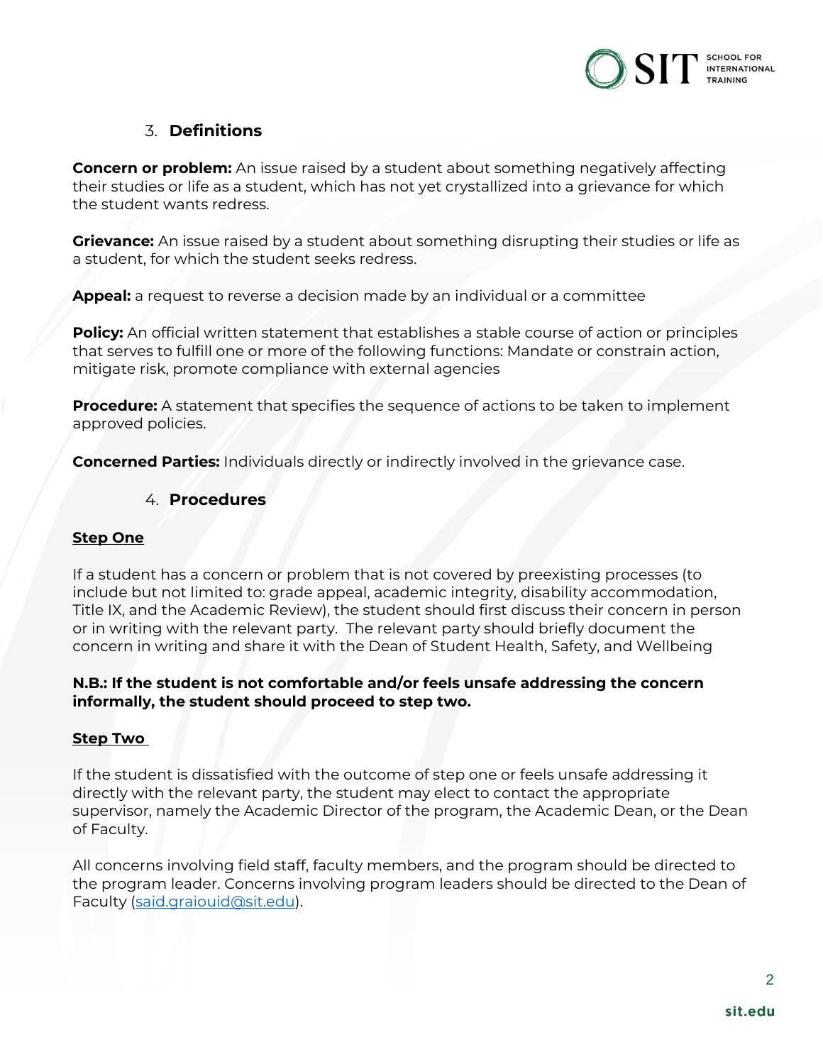## 3. **Definitions**

**Concern or problem:** An issue raised by a student about something negatively affecting their studies or life as a student, which has not yet crystallized into a grievance for which the student wants redress.

**Grievance:** An issue raised by a student about something disrupting their studies or life as a student, for which the student seeks redress.

**Appeal:** a request to reverse a decision made by an individual or a committee

**Policy:** An official written statement that establishes a stable course of action or principles that serves to fulfill one or more of the following functions: Mandate or constrain action, mitigate risk, promote compliance with external agencies

**Procedure:** A statement that specifies the sequence of actions to be taken to implement approved policies.

**Concerned Parties:** Individuals directly or indirectly involved in the grievance case.

## 4. **Procedures**

**Step One**

If a student has a concern or problem that is not covered by preexisting processes (to include but not limited to: grade appeal, academic integrity, disability accommodation, Title IX, and the Academic Review), the student should first discuss their concern in person or in writing with the relevant party. The relevant party should briefly document the concern in writing and share it with the Dean of Student Health, Safety, and Wellbeing

**N.B.: If the student is not comfortable and/or feels unsafe addressing the concern informally, the student should proceed to step two.**

**Step Two**

If the student is dissatisfied with the outcome of step one or feels unsafe addressing it directly with the relevant party, the student may elect to contact the appropriate supervisor, namely the Academic Director of the program, the Academic Dean, or the Dean of Faculty.

All concerns involving field staff, faculty members, and the program should be directed to the program leader. Concerns involving program leaders should be directed to the Dean of Faculty (said.graiouid@sit.edu).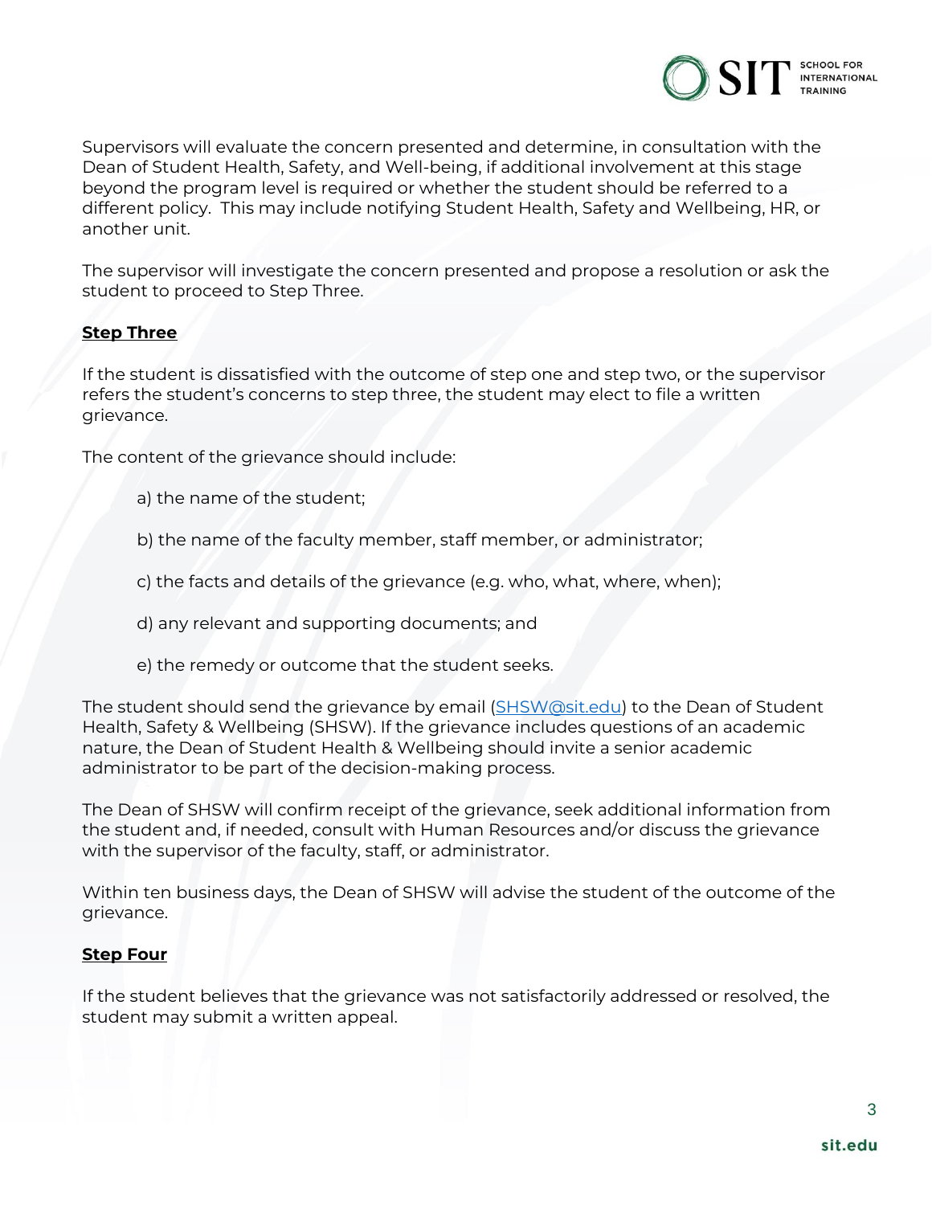Supervisors will evaluate the concern presented and determine, in consultation with the Dean of Student Health, Safety, and Well-being, if additional involvement at this stage beyond the program level is required or whether the student should be referred to a different policy. This may include notifying Student Health, Safety and Wellbeing, HR, or another unit.

The supervisor will investigate the concern presented and propose a resolution or ask the student to proceed to Step Three.

**Step Three**

If the student is dissatisfied with the outcome of step one and step two, or the supervisor refers the student's concerns to step three, the student may elect to file a written grievance.

The content of the grievance should include:

a) the name of the student;

b) the name of the faculty member, staff member, or administrator;

c) the facts and details of the grievance (e.g. who, what, where, when);

d) any relevant and supporting documents; and

e) the remedy or outcome that the student seeks.

The student should send the grievance by email ([SHSW@sit.edu](mailto:SHSW@sit.edu)) to the Dean of Student Health, Safety & Wellbeing (SHSW). If the grievance includes questions of an academic nature, the Dean of Student Health & Wellbeing should invite a senior academic administrator to be part of the decision-making process.

The Dean of SHSW will confirm receipt of the grievance, seek additional information from the student and, if needed, consult with Human Resources and/or discuss the grievance with the supervisor of the faculty, staff, or administrator.

Within ten business days, the Dean of SHSW will advise the student of the outcome of the grievance.

**Step Four**

If the student believes that the grievance was not satisfactorily addressed or resolved, the student may submit a written appeal.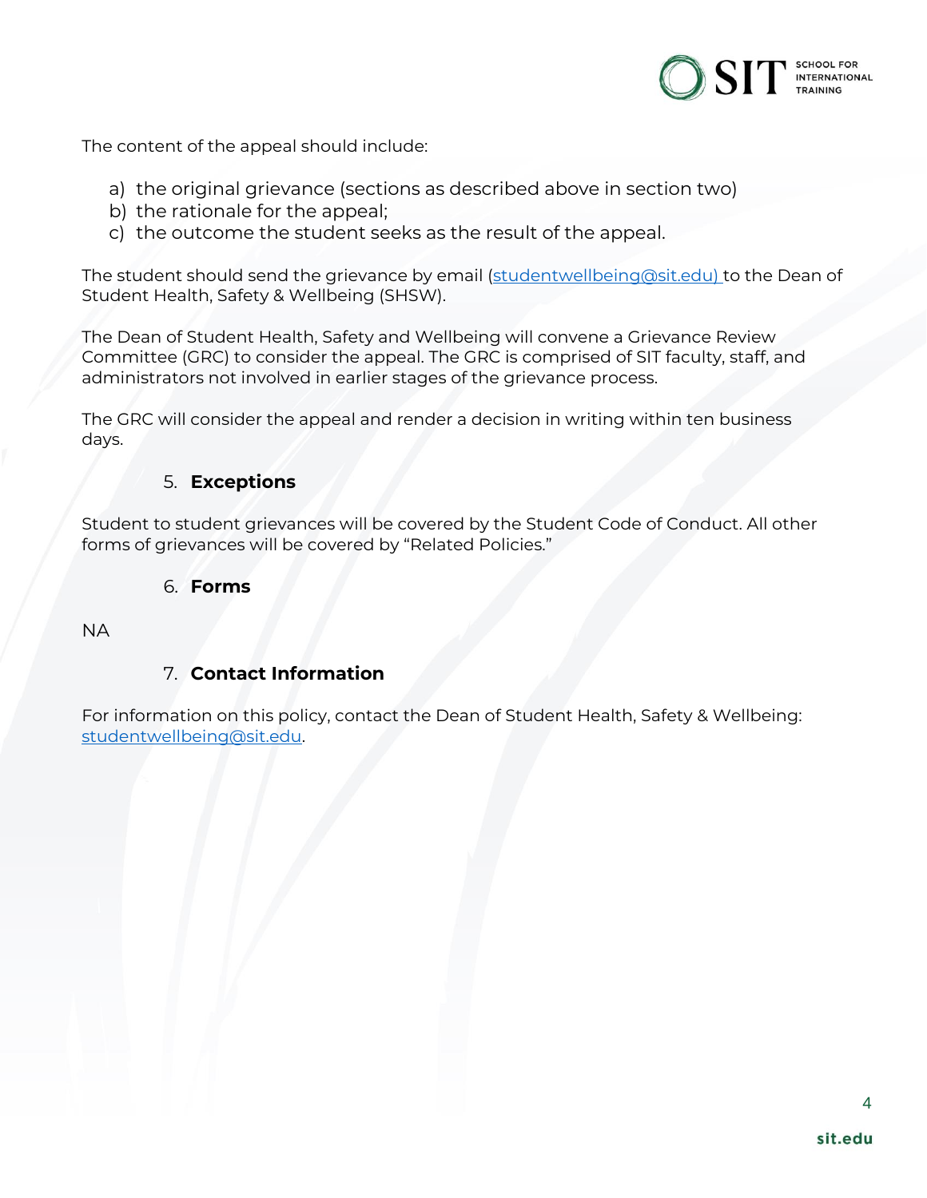The content of the appeal should include:

a) the original grievance (sections as described above in section two)
b) the rationale for the appeal;
c) the outcome the student seeks as the result of the appeal.

The student should send the grievance by email (studentwellbeing@sit.edu) to the Dean of Student Health, Safety & Wellbeing (SHSW).

The Dean of Student Health, Safety and Wellbeing will convene a Grievance Review Committee (GRC) to consider the appeal. The GRC is comprised of SIT faculty, staff, and administrators not involved in earlier stages of the grievance process.

The GRC will consider the appeal and render a decision in writing within ten business days.

## 5. Exceptions

Student to student grievances will be covered by the Student Code of Conduct. All other forms of grievances will be covered by "Related Policies."

## 6. Forms

NA

## 7. Contact Information

For information on this policy, contact the Dean of Student Health, Safety & Wellbeing: studentwellbeing@sit.edu.